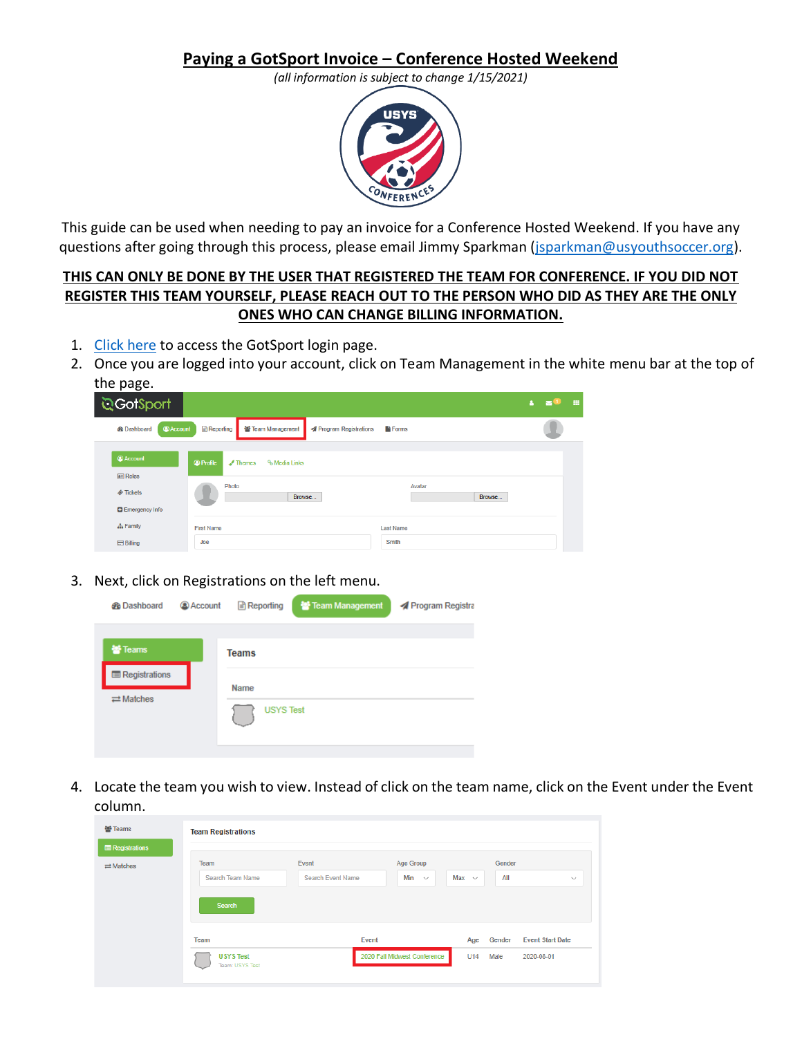# Paying a GotSport Invoice – Conference Hosted Weekend

*(all information is subject to change 1/15/2021)*

This guide can be used when needing to pay an invoice for a Conference Hosted Weekend. If you have any questions after going through this process, please email Jimmy Sparkman (jsparkman@usyouthsoccer.org).

**THIS CAN ONLY BE DONE BY THE USER THAT REGISTERED THE TEAM FOR CONFERENCE. IF YOU DID NOT REGISTER THIS TEAM YOURSELF, PLEASE REACH OUT TO THE PERSON WHO DID AS THEY ARE THE ONLY ONES WHO CAN CHANGE BILLING INFORMATION.**

1. Click here to access the GotSport login page.
2. Once you are logged into your account, click on Team Management in the white menu bar at the top of the page.
3. Next, click on Registrations on the left menu.
4. Locate the team you wish to view. Instead of click on the team name, click on the Event under the Event column.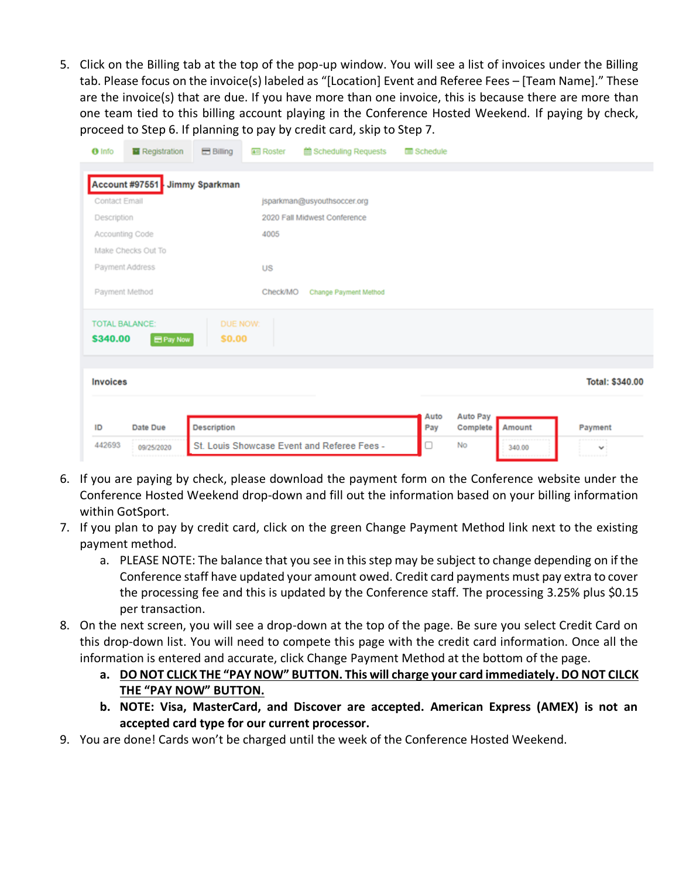5. Click on the Billing tab at the top of the pop-up window. You will see a list of invoices under the Billing tab. Please focus on the invoice(s) labeled as "[Location] Event and Referee Fees – [Team Name]." These are the invoice(s) that are due. If you have more than one invoice, this is because there are more than one team tied to this billing account playing in the Conference Hosted Weekend. If paying by check, proceed to Step 6. If planning to pay by credit card, skip to Step 7.

Info | Registration | Billing | Roster | Scheduling Requests | Schedule

**Account #97551** Jimmy Sparkman

| | |
|---|---|
| Contact Email | jsparkman@usyouthsoccer.org |
| Description | 2020 Fall Midwest Conference |
| Accounting Code | 4005 |
| Make Checks Out To | |
| Payment Address | US |
| Payment Method | Check/MO Change Payment Method |

TOTAL BALANCE: **$340.00** Pay Now

DUE NOW: **$0.00**

**Invoices** **Total: $340.00**

| ID | Date Due | Description | Auto Pay | Auto Pay Complete | Amount | Payment |
|---|---|---|---|---|---|---|
| 442693 | 09/25/2020 | St. Louis Showcase Event and Referee Fees - | ☐ | No | 340.00 | |

6. If you are paying by check, please download the payment form on the Conference website under the Conference Hosted Weekend drop-down and fill out the information based on your billing information within GotSport.
7. If you plan to pay by credit card, click on the green Change Payment Method link next to the existing payment method.
   a. PLEASE NOTE: The balance that you see in this step may be subject to change depending on if the Conference staff have updated your amount owed. Credit card payments must pay extra to cover the processing fee and this is updated by the Conference staff. The processing 3.25% plus $0.15 per transaction.
8. On the next screen, you will see a drop-down at the top of the page. Be sure you select Credit Card on this drop-down list. You will need to compete this page with the credit card information. Once all the information is entered and accurate, click Change Payment Method at the bottom of the page.
   a. **<u>DO NOT CLICK THE "PAY NOW" BUTTON. This will charge your card immediately. DO NOT CILCK THE "PAY NOW" BUTTON.</u>**
   b. **NOTE: Visa, MasterCard, and Discover are accepted. American Express (AMEX) is not an accepted card type for our current processor.**
9. You are done! Cards won't be charged until the week of the Conference Hosted Weekend.